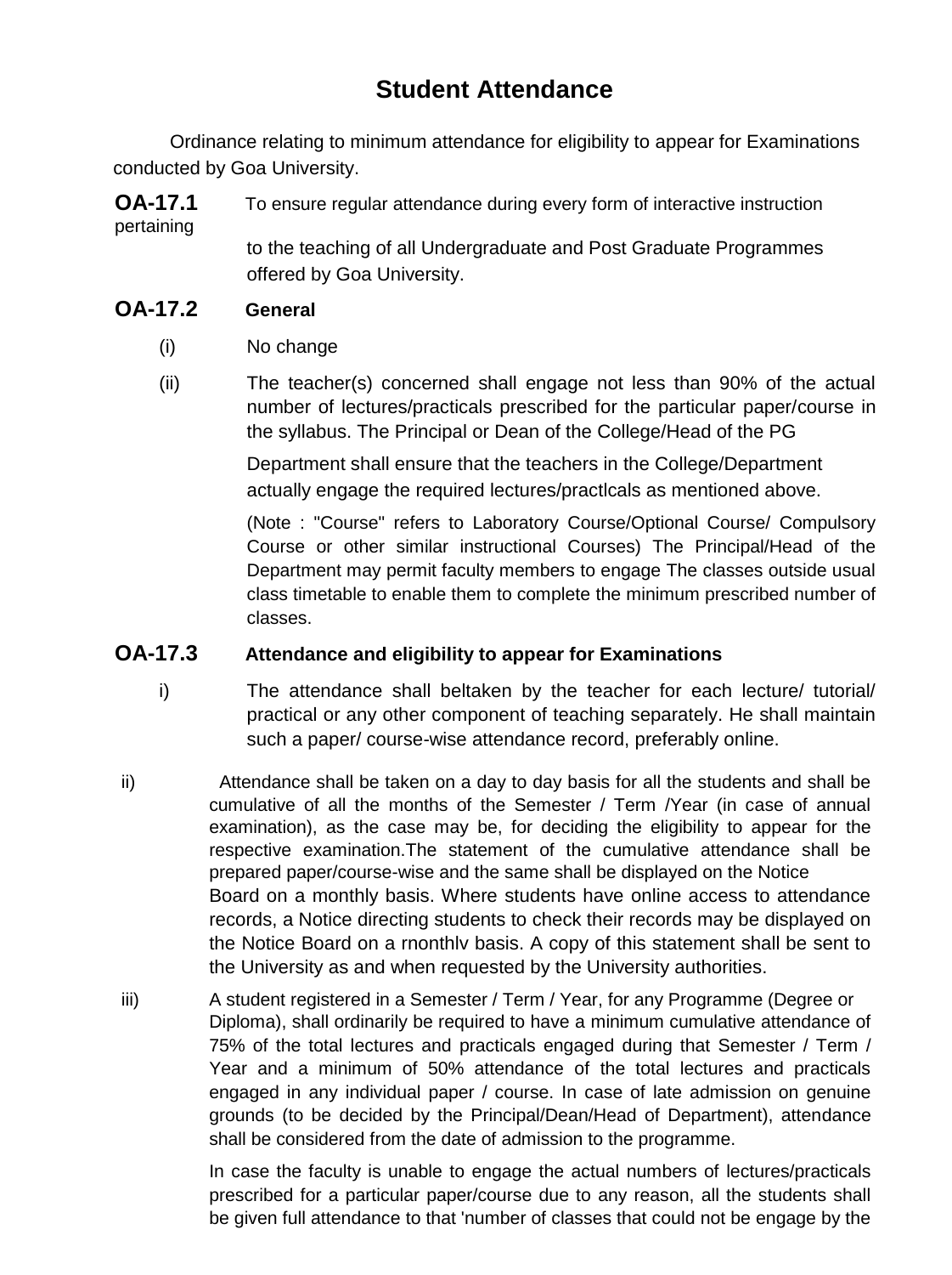# Student Attendance

Ordinance relating to minimum attendance for eligibility to appear for Examinations conducted by Goa University.

**OA-17.1** To ensure regular attendance during every form of interactive instruction pertaining to the teaching of all Undergraduate and Post Graduate Programmes offered by Goa University.

## OA-17.2 General

(i) No change

(ii) The teacher(s) concerned shall engage not less than 90% of the actual number of lectures/practicals prescribed for the particular paper/course in the syllabus. The Principal or Dean of the College/Head of the PG Department shall ensure that the teachers in the College/Department actually engage the required lectures/practlcals as mentioned above.

(Note : "Course" refers to Laboratory Course/Optional Course/ Compulsory Course or other similar instructional Courses) The Principal/Head of the Department may permit faculty members to engage The classes outside usual class timetable to enable them to complete the minimum prescribed number of classes.

## OA-17.3 Attendance and eligibility to appear for Examinations

i) The attendance shall beltaken by the teacher for each lecture/ tutorial/ practical or any other component of teaching separately. He shall maintain such a paper/ course-wise attendance record, preferably online.

ii) Attendance shall be taken on a day to day basis for all the students and shall be cumulative of all the months of the Semester / Term /Year (in case of annual examination), as the case may be, for deciding the eligibility to appear for the respective examination.The statement of the cumulative attendance shall be prepared paper/course-wise and the same shall be displayed on the Notice Board on a monthly basis. Where students have online access to attendance records, a Notice directing students to check their records may be displayed on the Notice Board on a rnonthlv basis. A copy of this statement shall be sent to the University as and when requested by the University authorities.

iii) A student registered in a Semester / Term / Year, for any Programme (Degree or Diploma), shall ordinarily be required to have a minimum cumulative attendance of 75% of the total lectures and practicals engaged during that Semester / Term / Year and a minimum of 50% attendance of the total lectures and practicals engaged in any individual paper / course. In case of late admission on genuine grounds (to be decided by the Principal/Dean/Head of Department), attendance shall be considered from the date of admission to the programme.

In case the faculty is unable to engage the actual numbers of lectures/practicals prescribed for a particular paper/course due to any reason, all the students shall be given full attendance to that 'number of classes that could not be engage by the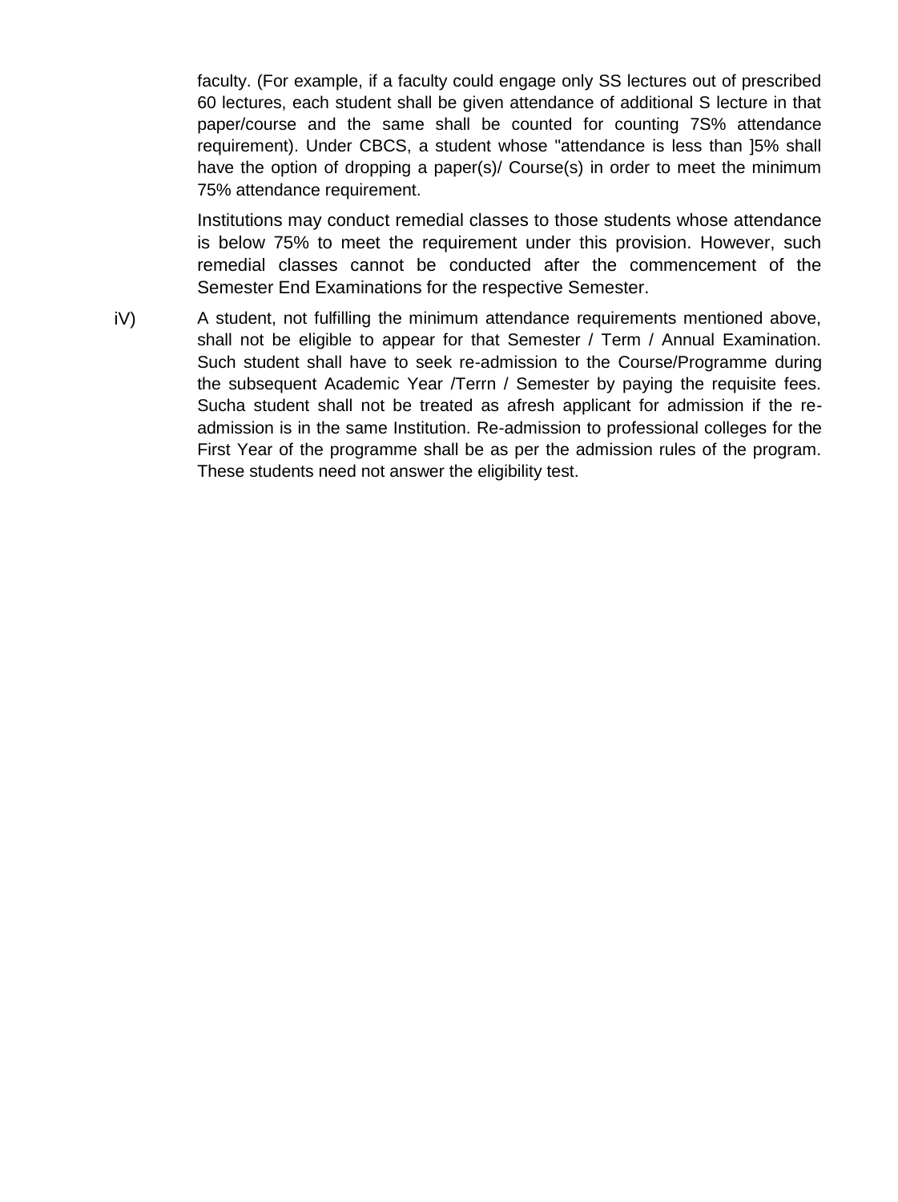faculty. (For example, if a faculty could engage only SS lectures out of prescribed 60 lectures, each student shall be given attendance of additional S lecture in that paper/course and the same shall be counted for counting 7S% attendance requirement). Under CBCS, a student whose "attendance is less than ]5% shall have the option of dropping a paper(s)/ Course(s) in order to meet the minimum 75% attendance requirement.

Institutions may conduct remedial classes to those students whose attendance is below 75% to meet the requirement under this provision. However, such remedial classes cannot be conducted after the commencement of the Semester End Examinations for the respective Semester.

iV) A student, not fulfilling the minimum attendance requirements mentioned above, shall not be eligible to appear for that Semester / Term / Annual Examination. Such student shall have to seek re-admission to the Course/Programme during the subsequent Academic Year /Terrn / Semester by paying the requisite fees. Sucha student shall not be treated as afresh applicant for admission if the re-admission is in the same Institution. Re-admission to professional colleges for the First Year of the programme shall be as per the admission rules of the program. These students need not answer the eligibility test.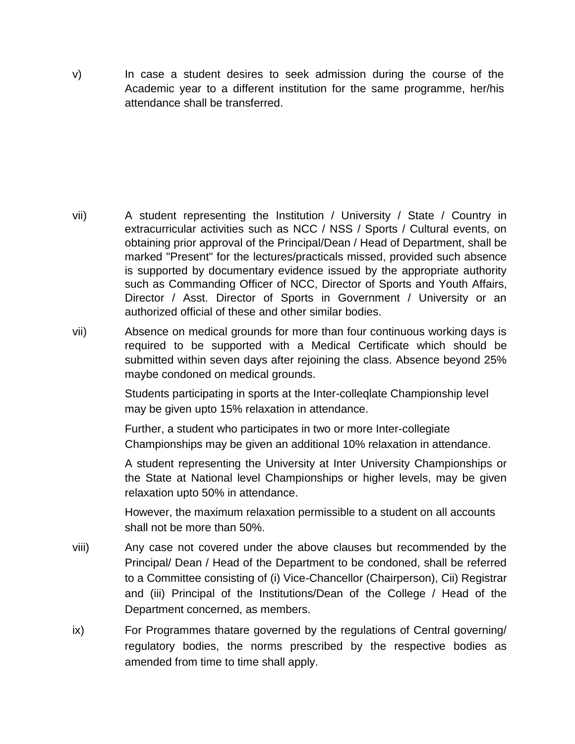v) In case a student desires to seek admission during the course of the Academic year to a different institution for the same programme, her/his attendance shall be transferred.

vii) A student representing the Institution / University / State / Country in extracurricular activities such as NCC / NSS / Sports / Cultural events, on obtaining prior approval of the Principal/Dean / Head of Department, shall be marked "Present" for the lectures/practicals missed, provided such absence is supported by documentary evidence issued by the appropriate authority such as Commanding Officer of NCC, Director of Sports and Youth Affairs, Director / Asst. Director of Sports in Government / University or an authorized official of these and other similar bodies.

vii) Absence on medical grounds for more than four continuous working days is required to be supported with a Medical Certificate which should be submitted within seven days after rejoining the class. Absence beyond 25% maybe condoned on medical grounds.

Students participating in sports at the Inter-colleqlate Championship level may be given upto 15% relaxation in attendance.

Further, a student who participates in two or more Inter-collegiate Championships may be given an additional 10% relaxation in attendance.

A student representing the University at Inter University Championships or the State at National level Championships or higher levels, may be given relaxation upto 50% in attendance.

However, the maximum relaxation permissible to a student on all accounts shall not be more than 50%.

viii) Any case not covered under the above clauses but recommended by the Principal/ Dean / Head of the Department to be condoned, shall be referred to a Committee consisting of (i) Vice-Chancellor (Chairperson), Cii) Registrar and (iii) Principal of the Institutions/Dean of the College / Head of the Department concerned, as members.

ix) For Programmes thatare governed by the regulations of Central governing/ regulatory bodies, the norms prescribed by the respective bodies as amended from time to time shall apply.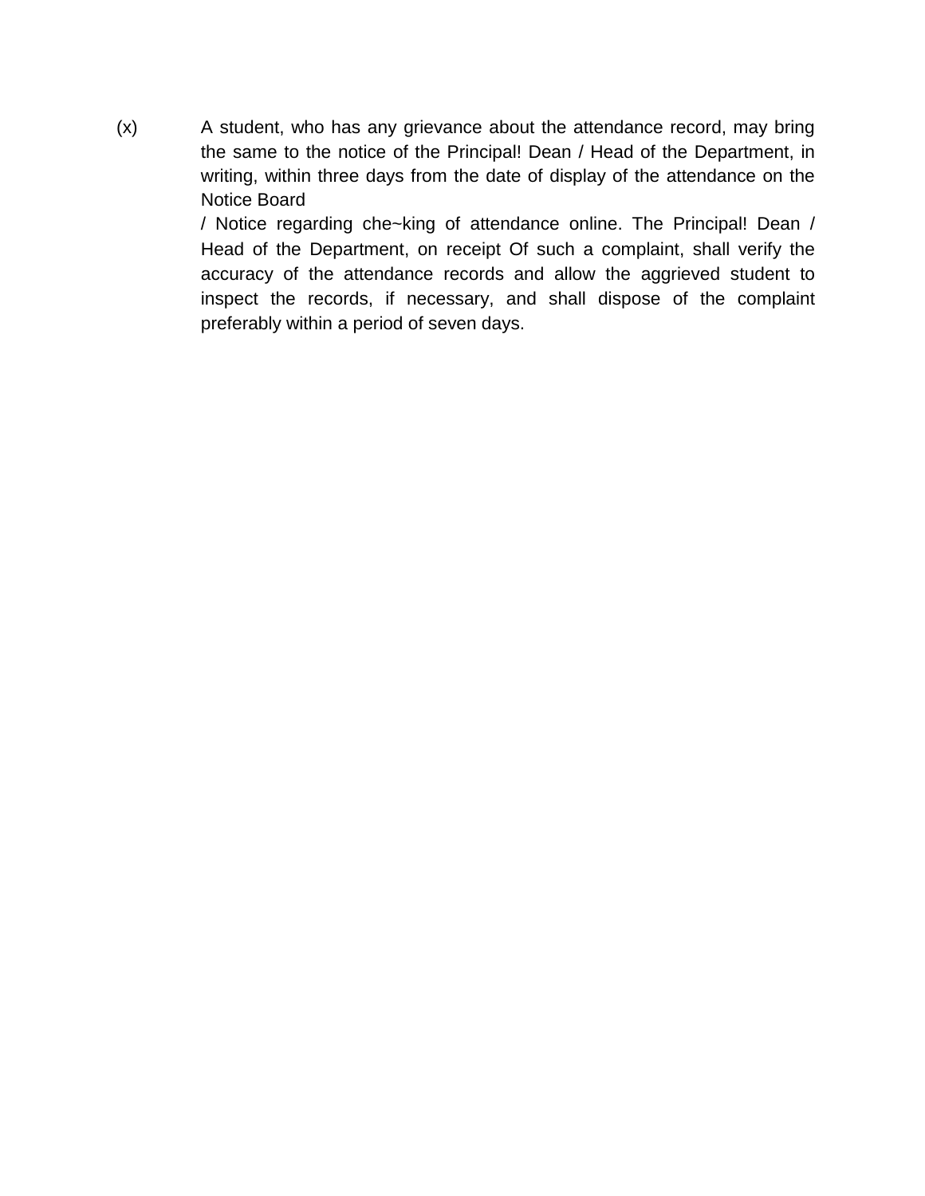(x) A student, who has any grievance about the attendance record, may bring the same to the notice of the Principal! Dean / Head of the Department, in writing, within three days from the date of display of the attendance on the Notice Board / Notice regarding che~king of attendance online. The Principal! Dean / Head of the Department, on receipt Of such a complaint, shall verify the accuracy of the attendance records and allow the aggrieved student to inspect the records, if necessary, and shall dispose of the complaint preferably within a period of seven days.